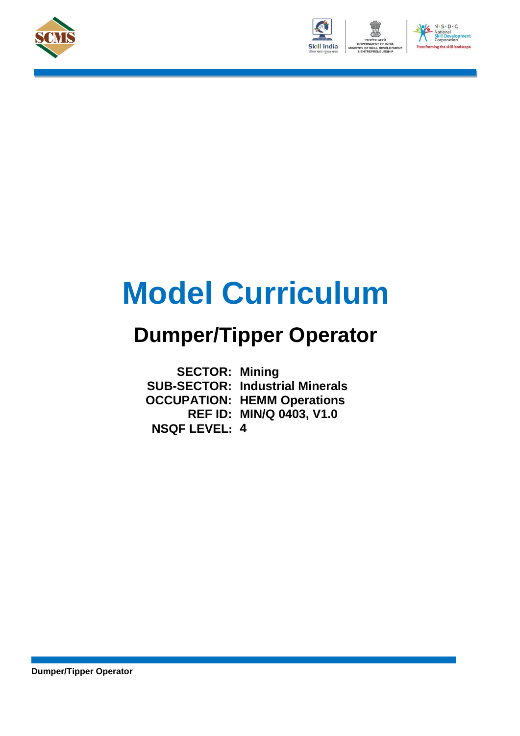# Model Curriculum

## Dumper/Tipper Operator

**SECTOR:** **Mining**
**SUB-SECTOR:** **Industrial Minerals**
**OCCUPATION:** **HEMM Operations**
**REF ID:** **MIN/Q 0403, V1.0**
**NSQF LEVEL:** **4**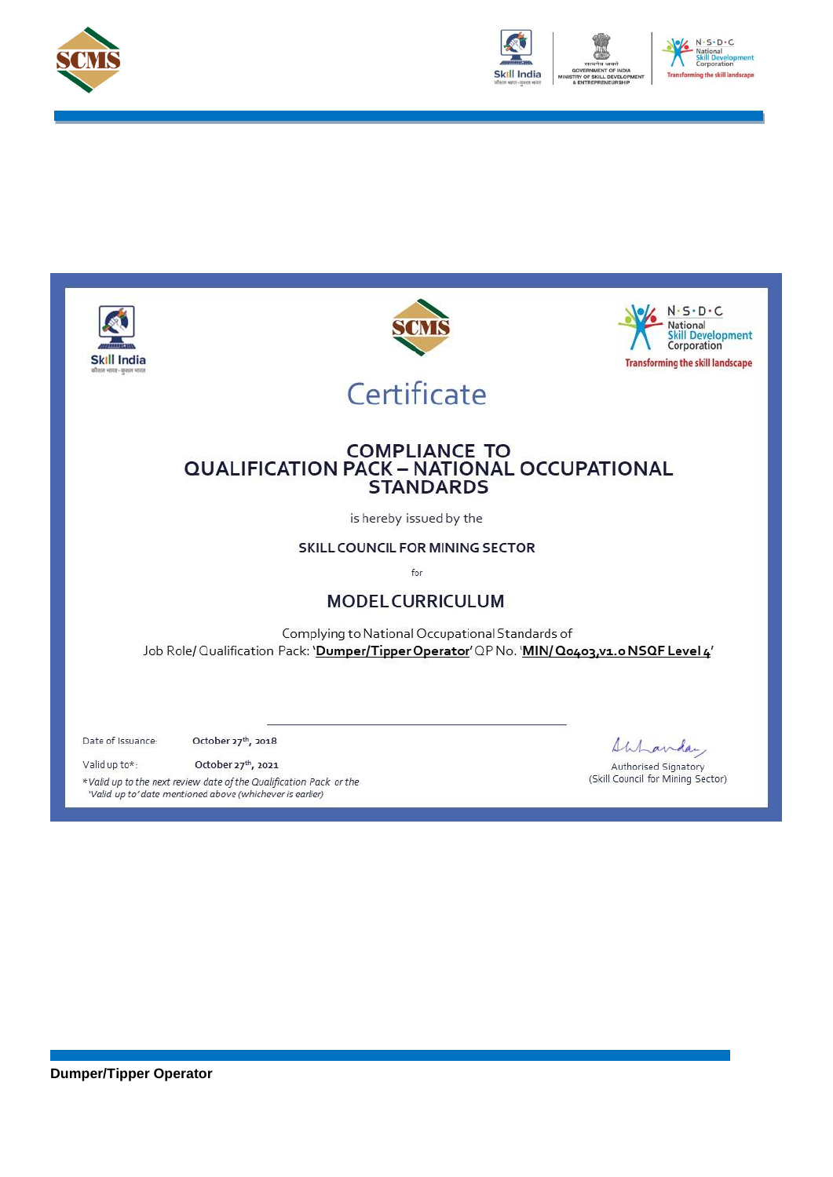# Certificate

## COMPLIANCE TO QUALIFICATION PACK – NATIONAL OCCUPATIONAL STANDARDS

is hereby issued by the

**SKILL COUNCIL FOR MINING SECTOR**

for

## MODEL CURRICULUM

Complying to National Occupational Standards of

Job Role/ Qualification Pack: '**Dumper/Tipper Operator**' QP No. '**MIN/ Q0403,v1.0 NSQF Level 4**'

Date of Issuance: October 27th, 2018

Valid up to*: October 27th, 2021

*\*Valid up to the next review date of the Qualification Pack or the 'Valid up to' date mentioned above (whichever is earlier)*

Authorised Signatory
(Skill Council for Mining Sector)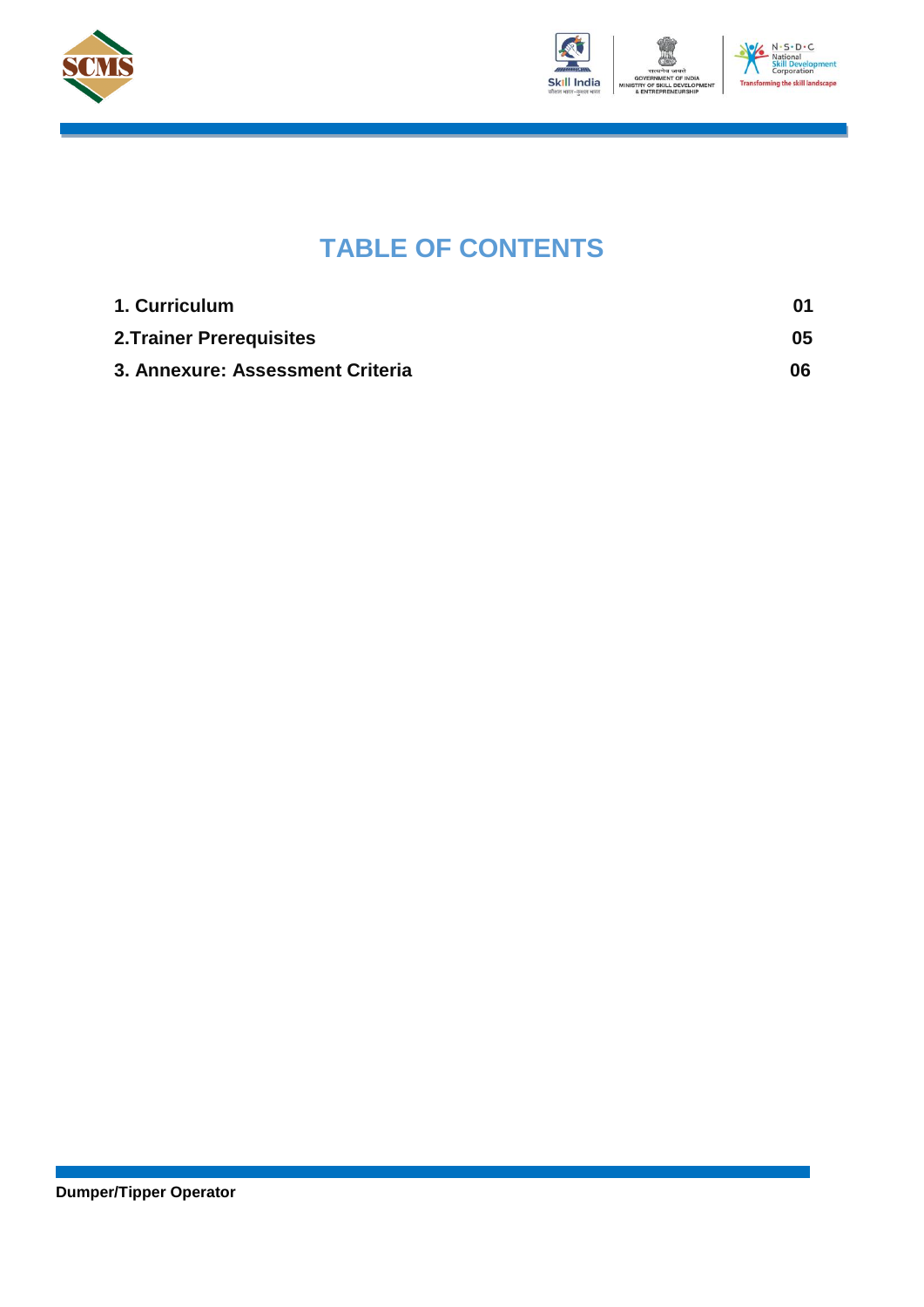# TABLE OF CONTENTS

| | |
|---|---|
| **1. Curriculum** | **01** |
| **2.Trainer Prerequisites** | **05** |
| **3. Annexure: Assessment Criteria** | **06** |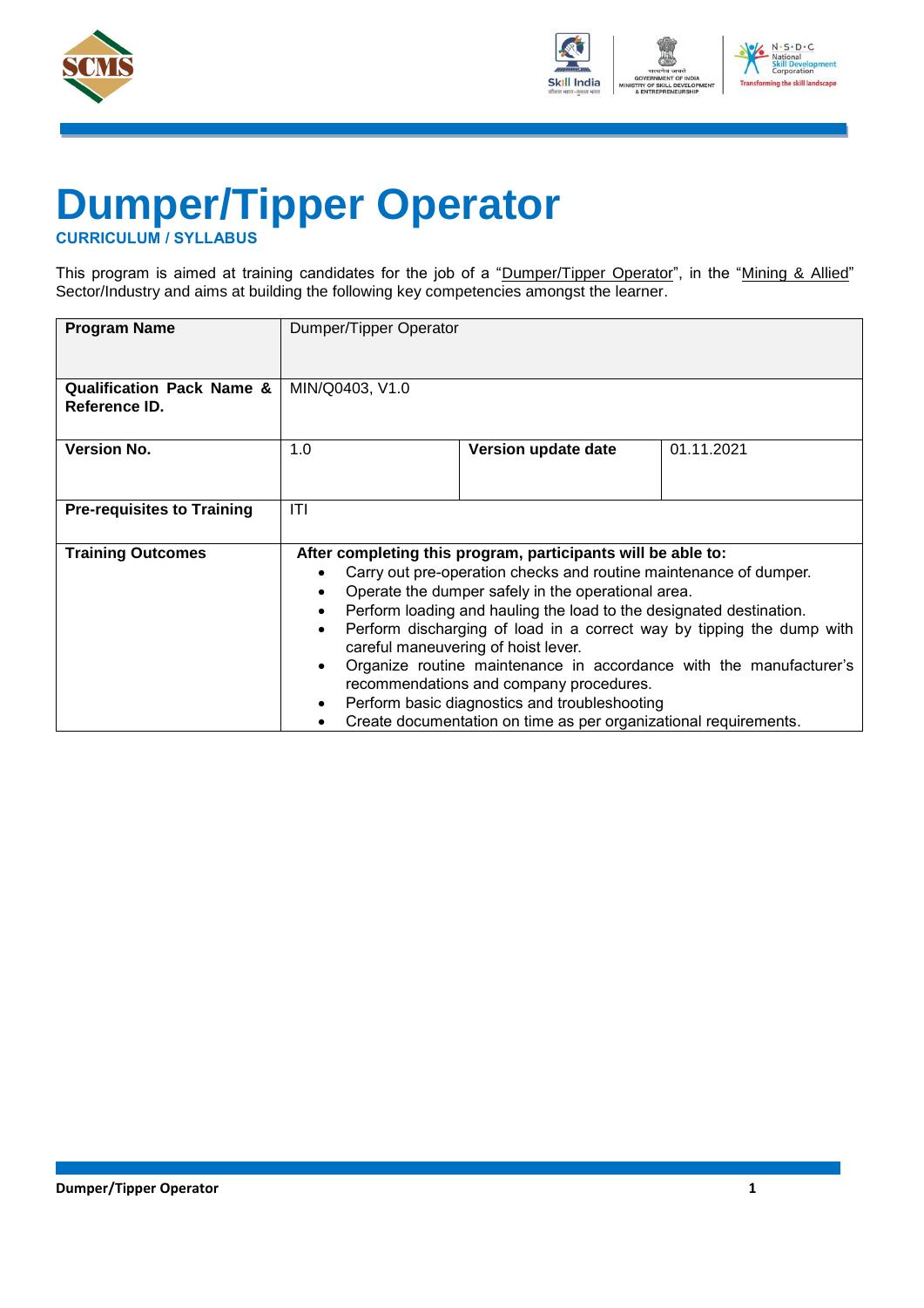# Dumper/Tipper Operator

### CURRICULUM / SYLLABUS

This program is aimed at training candidates for the job of a "Dumper/Tipper Operator", in the "Mining & Allied" Sector/Industry and aims at building the following key competencies amongst the learner.

| **Program Name** | Dumper/Tipper Operator | | |
|---|---|---|---|
| **Qualification Pack Name & Reference ID.** | MIN/Q0403, V1.0 | | |
| **Version No.** | 1.0 | **Version update date** | 01.11.2021 |
| **Pre-requisites to Training** | ITI | | |
| **Training Outcomes** | **After completing this program, participants will be able to:**<br>• Carry out pre-operation checks and routine maintenance of dumper.<br>• Operate the dumper safely in the operational area.<br>• Perform loading and hauling the load to the designated destination.<br>• Perform discharging of load in a correct way by tipping the dump with careful maneuvering of hoist lever.<br>• Organize routine maintenance in accordance with the manufacturer's recommendations and company procedures.<br>• Perform basic diagnostics and troubleshooting<br>• Create documentation on time as per organizational requirements. | | |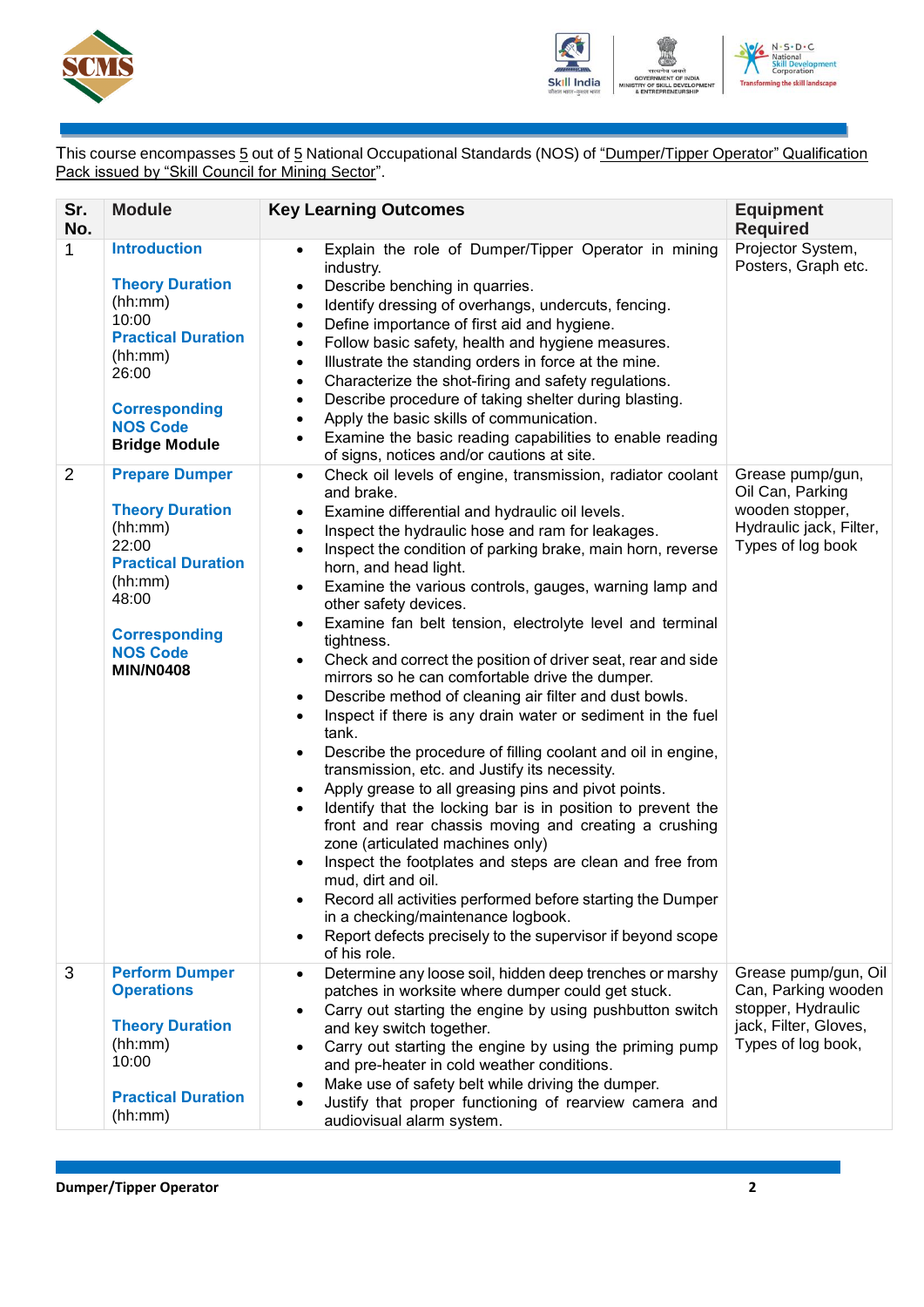This course encompasses 5 out of 5 National Occupational Standards (NOS) of "Dumper/Tipper Operator" Qualification Pack issued by "Skill Council for Mining Sector".

| Sr. No. | Module | Key Learning Outcomes | Equipment Required |
|---|---|---|---|
| 1 | **Introduction**<br><br>**Theory Duration** (hh:mm)<br>10:00<br>**Practical Duration** (hh:mm)<br>26:00<br><br>**Corresponding NOS Code**<br>**Bridge Module** | • Explain the role of Dumper/Tipper Operator in mining industry.<br>• Describe benching in quarries.<br>• Identify dressing of overhangs, undercuts, fencing.<br>• Define importance of first aid and hygiene.<br>• Follow basic safety, health and hygiene measures.<br>• Illustrate the standing orders in force at the mine.<br>• Characterize the shot-firing and safety regulations.<br>• Describe procedure of taking shelter during blasting.<br>• Apply the basic skills of communication.<br>• Examine the basic reading capabilities to enable reading of signs, notices and/or cautions at site. | Projector System, Posters, Graph etc. |
| 2 | **Prepare Dumper**<br><br>**Theory Duration** (hh:mm)<br>22:00<br>**Practical Duration** (hh:mm)<br>48:00<br><br>**Corresponding NOS Code**<br>**MIN/N0408** | • Check oil levels of engine, transmission, radiator coolant and brake.<br>• Examine differential and hydraulic oil levels.<br>• Inspect the hydraulic hose and ram for leakages.<br>• Inspect the condition of parking brake, main horn, reverse horn, and head light.<br>• Examine the various controls, gauges, warning lamp and other safety devices.<br>• Examine fan belt tension, electrolyte level and terminal tightness.<br>• Check and correct the position of driver seat, rear and side mirrors so he can comfortable drive the dumper.<br>• Describe method of cleaning air filter and dust bowls.<br>• Inspect if there is any drain water or sediment in the fuel tank.<br>• Describe the procedure of filling coolant and oil in engine, transmission, etc. and Justify its necessity.<br>• Apply grease to all greasing pins and pivot points.<br>• Identify that the locking bar is in position to prevent the front and rear chassis moving and creating a crushing zone (articulated machines only)<br>• Inspect the footplates and steps are clean and free from mud, dirt and oil.<br>• Record all activities performed before starting the Dumper in a checking/maintenance logbook.<br>• Report defects precisely to the supervisor if beyond scope of his role. | Grease pump/gun, Oil Can, Parking wooden stopper, Hydraulic jack, Filter, Types of log book |
| 3 | **Perform Dumper Operations**<br><br>**Theory Duration** (hh:mm)<br>10:00<br><br>**Practical Duration** (hh:mm) | • Determine any loose soil, hidden deep trenches or marshy patches in worksite where dumper could get stuck.<br>• Carry out starting the engine by using pushbutton switch and key switch together.<br>• Carry out starting the engine by using the priming pump and pre-heater in cold weather conditions.<br>• Make use of safety belt while driving the dumper.<br>• Justify that proper functioning of rearview camera and audiovisual alarm system. | Grease pump/gun, Oil Can, Parking wooden stopper, Hydraulic jack, Filter, Gloves, Types of log book, |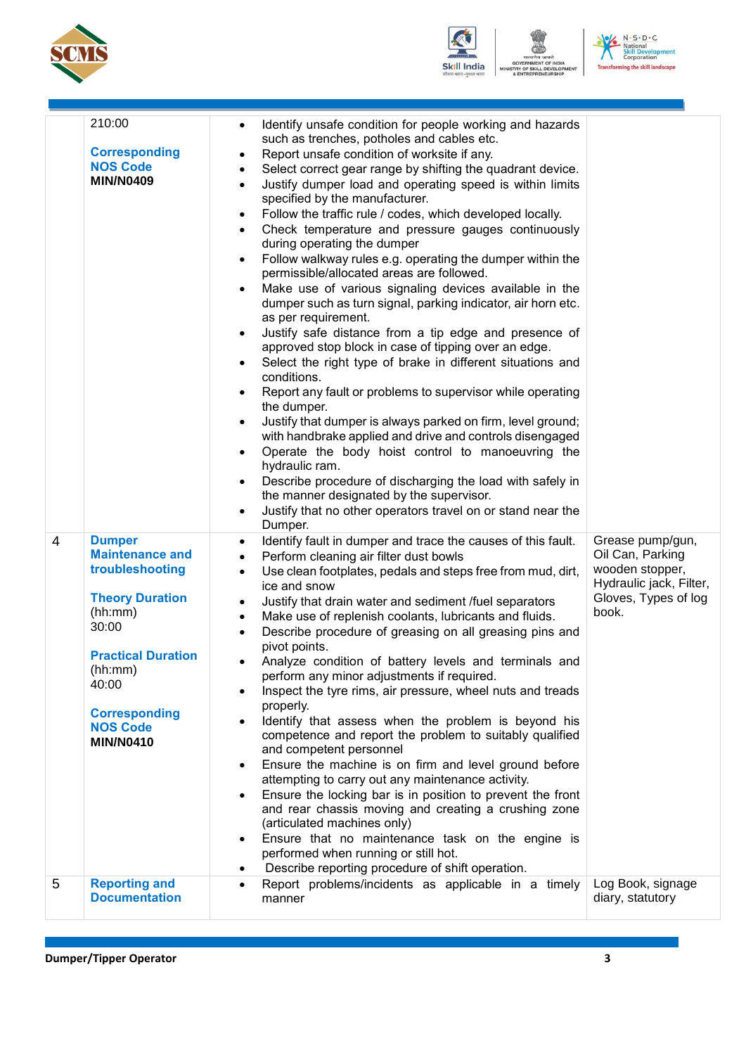| | | | |
|---|---|---|---|
| | 210:00<br><br>**Corresponding NOS Code**<br>**MIN/N0409** | • Identify unsafe condition for people working and hazards such as trenches, potholes and cables etc.<br>• Report unsafe condition of worksite if any.<br>• Select correct gear range by shifting the quadrant device.<br>• Justify dumper load and operating speed is within limits specified by the manufacturer.<br>• Follow the traffic rule / codes, which developed locally.<br>• Check temperature and pressure gauges continuously during operating the dumper<br>• Follow walkway rules e.g. operating the dumper within the permissible/allocated areas are followed.<br>• Make use of various signaling devices available in the dumper such as turn signal, parking indicator, air horn etc. as per requirement.<br>• Justify safe distance from a tip edge and presence of approved stop block in case of tipping over an edge.<br>• Select the right type of brake in different situations and conditions.<br>• Report any fault or problems to supervisor while operating the dumper.<br>• Justify that dumper is always parked on firm, level ground; with handbrake applied and drive and controls disengaged<br>• Operate the body hoist control to manoeuvring the hydraulic ram.<br>• Describe procedure of discharging the load with safely in the manner designated by the supervisor.<br>• Justify that no other operators travel on or stand near the Dumper. | |
| 4 | **Dumper Maintenance and troubleshooting**<br><br>**Theory Duration** (hh:mm)<br>30:00<br><br>**Practical Duration** (hh:mm)<br>40:00<br><br>**Corresponding NOS Code**<br>**MIN/N0410** | • Identify fault in dumper and trace the causes of this fault.<br>• Perform cleaning air filter dust bowls<br>• Use clean footplates, pedals and steps free from mud, dirt, ice and snow<br>• Justify that drain water and sediment /fuel separators<br>• Make use of replenish coolants, lubricants and fluids.<br>• Describe procedure of greasing on all greasing pins and pivot points.<br>• Analyze condition of battery levels and terminals and perform any minor adjustments if required.<br>• Inspect the tyre rims, air pressure, wheel nuts and treads properly.<br>• Identify that assess when the problem is beyond his competence and report the problem to suitably qualified and competent personnel<br>• Ensure the machine is on firm and level ground before attempting to carry out any maintenance activity.<br>• Ensure the locking bar is in position to prevent the front and rear chassis moving and creating a crushing zone (articulated machines only)<br>• Ensure that no maintenance task on the engine is performed when running or still hot.<br>• Describe reporting procedure of shift operation. | Grease pump/gun, Oil Can, Parking wooden stopper, Hydraulic jack, Filter, Gloves, Types of log book. |
| 5 | **Reporting and Documentation** | • Report problems/incidents as applicable in a timely manner | Log Book, signage diary, statutory |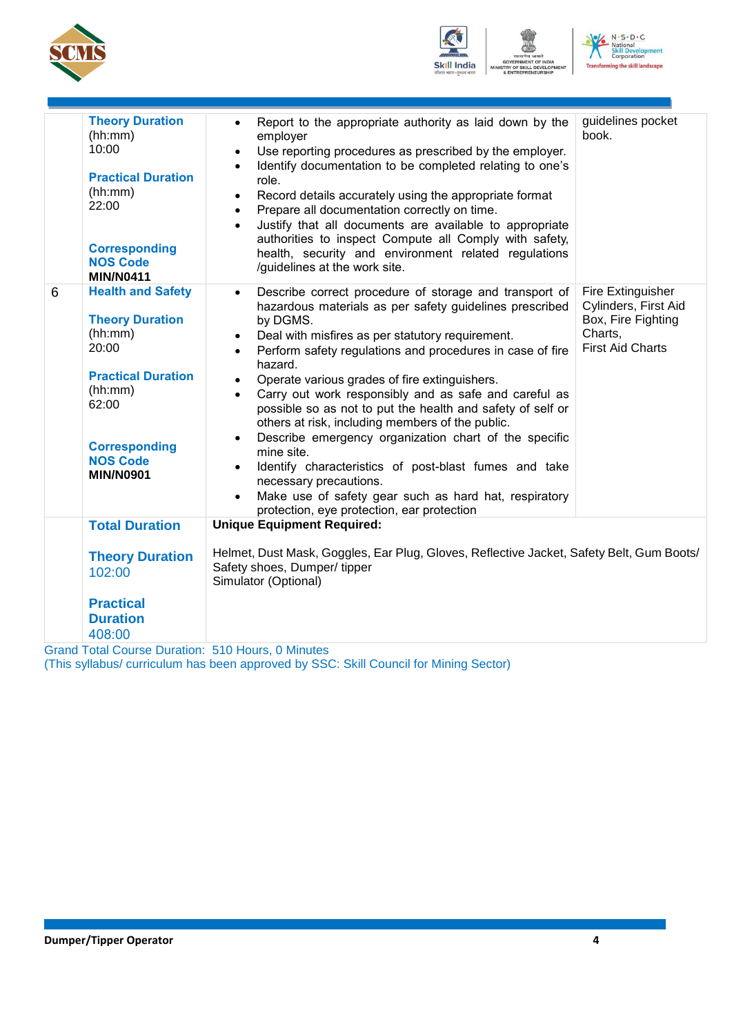| | | | |
|---|---|---|---|
| | **Theory Duration** (hh:mm) 10:00<br><br>**Practical Duration** (hh:mm) 22:00<br><br>**Corresponding NOS Code** **MIN/N0411** | • Report to the appropriate authority as laid down by the employer<br>• Use reporting procedures as prescribed by the employer.<br>• Identify documentation to be completed relating to one's role.<br>• Record details accurately using the appropriate format<br>• Prepare all documentation correctly on time.<br>• Justify that all documents are available to appropriate authorities to inspect Compute all Comply with safety, health, security and environment related regulations /guidelines at the work site. | guidelines pocket book. |
| 6 | **Health and Safety**<br><br>**Theory Duration** (hh:mm) 20:00<br><br>**Practical Duration** (hh:mm) 62:00<br><br>**Corresponding NOS Code** **MIN/N0901** | • Describe correct procedure of storage and transport of hazardous materials as per safety guidelines prescribed by DGMS.<br>• Deal with misfires as per statutory requirement.<br>• Perform safety regulations and procedures in case of fire hazard.<br>• Operate various grades of fire extinguishers.<br>• Carry out work responsibly and as safe and careful as possible so as not to put the health and safety of self or others at risk, including members of the public.<br>• Describe emergency organization chart of the specific mine site.<br>• Identify characteristics of post-blast fumes and take necessary precautions.<br>• Make use of safety gear such as hard hat, respiratory protection, eye protection, ear protection | Fire Extinguisher Cylinders, First Aid Box, Fire Fighting Charts,<br>First Aid Charts |
| | **Total Duration**<br><br>**Theory Duration** 102:00<br><br>**Practical Duration** 408:00 | **Unique Equipment Required:**<br><br>Helmet, Dust Mask, Goggles, Ear Plug, Gloves, Reflective Jacket, Safety Belt, Gum Boots/ Safety shoes, Dumper/ tipper<br>Simulator (Optional) | |

Grand Total Course Duration: 510 Hours, 0 Minutes

(This syllabus/ curriculum has been approved by SSC: Skill Council for Mining Sector)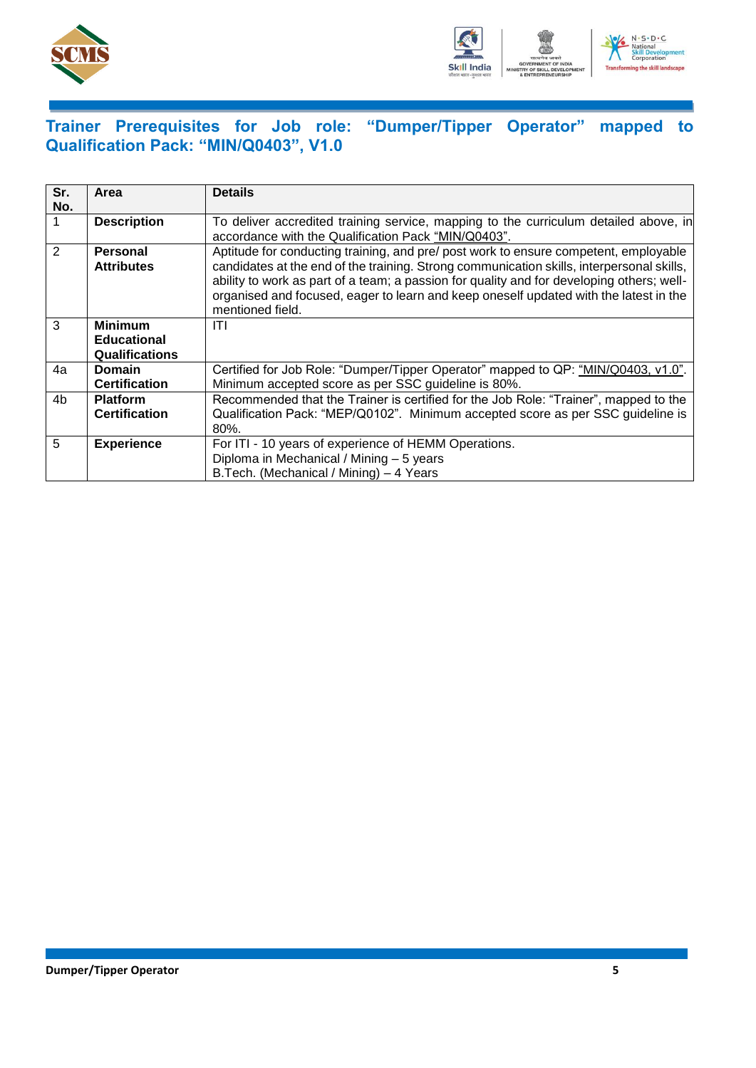## Trainer Prerequisites for Job role: "Dumper/Tipper Operator" mapped to Qualification Pack: "MIN/Q0403", V1.0

| Sr. No. | Area | Details |
|---|---|---|
| 1 | **Description** | To deliver accredited training service, mapping to the curriculum detailed above, in accordance with the Qualification Pack "MIN/Q0403". |
| 2 | **Personal Attributes** | Aptitude for conducting training, and pre/ post work to ensure competent, employable candidates at the end of the training. Strong communication skills, interpersonal skills, ability to work as part of a team; a passion for quality and for developing others; well-organised and focused, eager to learn and keep oneself updated with the latest in the mentioned field. |
| 3 | **Minimum Educational Qualifications** | ITI |
| 4a | **Domain Certification** | Certified for Job Role: "Dumper/Tipper Operator" mapped to QP: "MIN/Q0403, v1.0". Minimum accepted score as per SSC guideline is 80%. |
| 4b | **Platform Certification** | Recommended that the Trainer is certified for the Job Role: "Trainer", mapped to the Qualification Pack: "MEP/Q0102". Minimum accepted score as per SSC guideline is 80%. |
| 5 | **Experience** | For ITI - 10 years of experience of HEMM Operations.<br>Diploma in Mechanical / Mining – 5 years<br>B.Tech. (Mechanical / Mining) – 4 Years |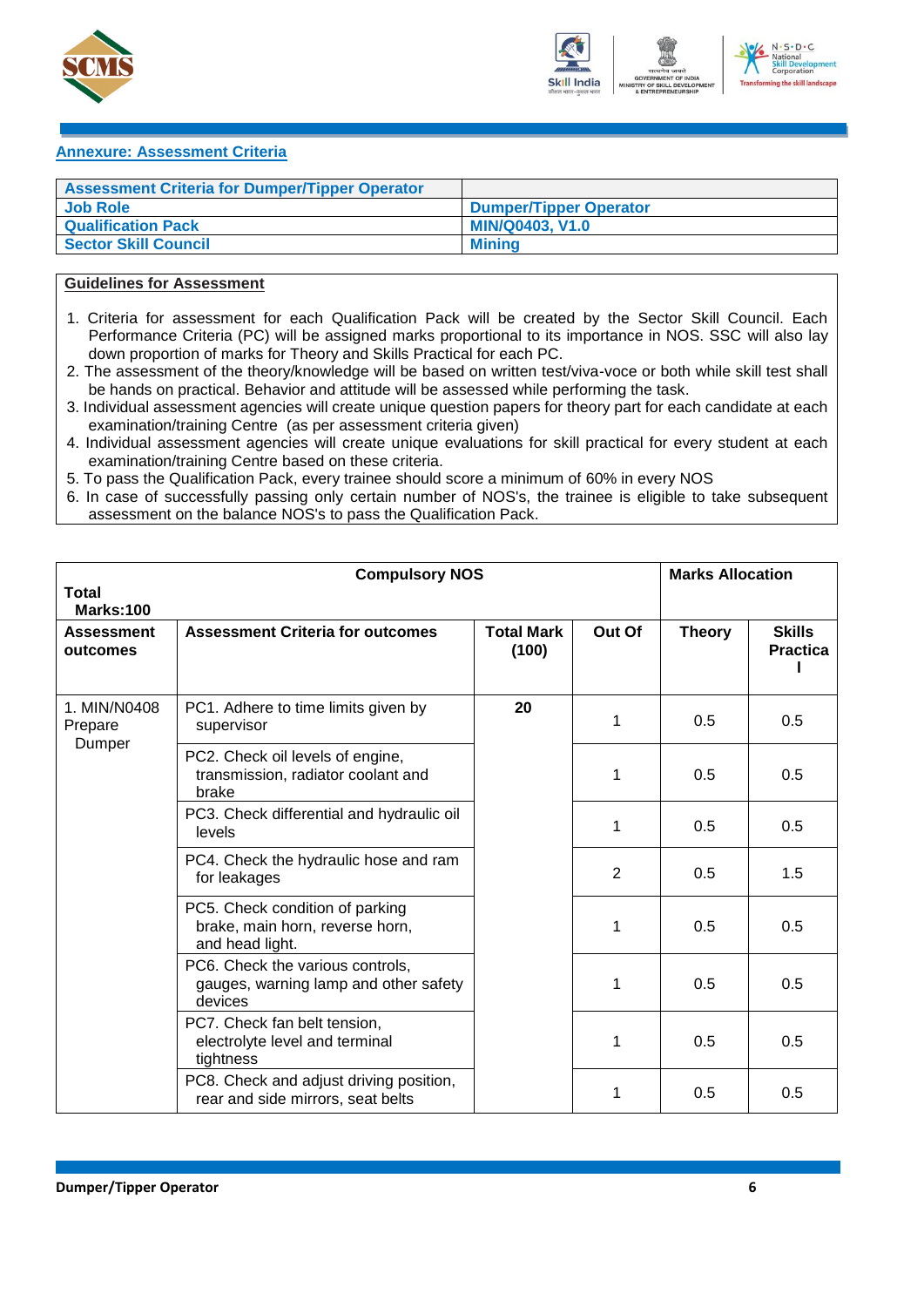## Annexure: Assessment Criteria

| Assessment Criteria for Dumper/Tipper Operator | |
|---|---|
| **Job Role** | **Dumper/Tipper Operator** |
| **Qualification Pack** | **MIN/Q0403, V1.0** |
| **Sector Skill Council** | **Mining** |

**Guidelines for Assessment**

1. Criteria for assessment for each Qualification Pack will be created by the Sector Skill Council. Each Performance Criteria (PC) will be assigned marks proportional to its importance in NOS. SSC will also lay down proportion of marks for Theory and Skills Practical for each PC.
2. The assessment of the theory/knowledge will be based on written test/viva-voce or both while skill test shall be hands on practical. Behavior and attitude will be assessed while performing the task.
3. Individual assessment agencies will create unique question papers for theory part for each candidate at each examination/training Centre (as per assessment criteria given)
4. Individual assessment agencies will create unique evaluations for skill practical for every student at each examination/training Centre based on these criteria.
5. To pass the Qualification Pack, every trainee should score a minimum of 60% in every NOS
6. In case of successfully passing only certain number of NOS's, the trainee is eligible to take subsequent assessment on the balance NOS's to pass the Qualification Pack.

| Total Marks:100 | Compulsory NOS | | | Marks Allocation | |
|---|---|---|---|---|---|
| **Assessment outcomes** | **Assessment Criteria for outcomes** | **Total Mark (100)** | **Out Of** | **Theory** | **Skills Practical** |
| 1. MIN/N0408 Prepare Dumper | PC1. Adhere to time limits given by supervisor | **20** | 1 | 0.5 | 0.5 |
| | PC2. Check oil levels of engine, transmission, radiator coolant and brake | | 1 | 0.5 | 0.5 |
| | PC3. Check differential and hydraulic oil levels | | 1 | 0.5 | 0.5 |
| | PC4. Check the hydraulic hose and ram for leakages | | 2 | 0.5 | 1.5 |
| | PC5. Check condition of parking brake, main horn, reverse horn, and head light. | | 1 | 0.5 | 0.5 |
| | PC6. Check the various controls, gauges, warning lamp and other safety devices | | 1 | 0.5 | 0.5 |
| | PC7. Check fan belt tension, electrolyte level and terminal tightness | | 1 | 0.5 | 0.5 |
| | PC8. Check and adjust driving position, rear and side mirrors, seat belts | | 1 | 0.5 | 0.5 |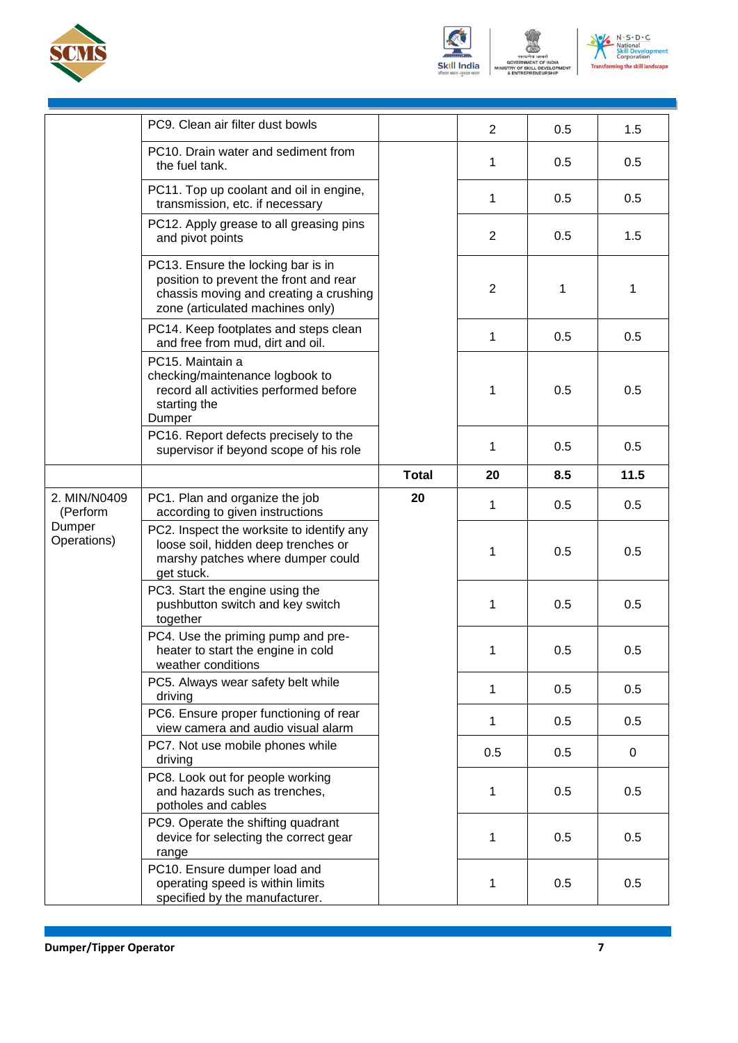| | PC9. Clean air filter dust bowls | | 2 | 0.5 | 1.5 |
|---|---|---|---|---|---|
| | PC10. Drain water and sediment from the fuel tank. | | 1 | 0.5 | 0.5 |
| | PC11. Top up coolant and oil in engine, transmission, etc. if necessary | | 1 | 0.5 | 0.5 |
| | PC12. Apply grease to all greasing pins and pivot points | | 2 | 0.5 | 1.5 |
| | PC13. Ensure the locking bar is in position to prevent the front and rear chassis moving and creating a crushing zone (articulated machines only) | | 2 | 1 | 1 |
| | PC14. Keep footplates and steps clean and free from mud, dirt and oil. | | 1 | 0.5 | 0.5 |
| | PC15. Maintain a checking/maintenance logbook to record all activities performed before starting the Dumper | | 1 | 0.5 | 0.5 |
| | PC16. Report defects precisely to the supervisor if beyond scope of his role | | 1 | 0.5 | 0.5 |
| | | **Total** | **20** | **8.5** | **11.5** |
| 2. MIN/N0409 (Perform Dumper Operations) | PC1. Plan and organize the job according to given instructions | **20** | 1 | 0.5 | 0.5 |
| | PC2. Inspect the worksite to identify any loose soil, hidden deep trenches or marshy patches where dumper could get stuck. | | 1 | 0.5 | 0.5 |
| | PC3. Start the engine using the pushbutton switch and key switch together | | 1 | 0.5 | 0.5 |
| | PC4. Use the priming pump and pre-heater to start the engine in cold weather conditions | | 1 | 0.5 | 0.5 |
| | PC5. Always wear safety belt while driving | | 1 | 0.5 | 0.5 |
| | PC6. Ensure proper functioning of rear view camera and audio visual alarm | | 1 | 0.5 | 0.5 |
| | PC7. Not use mobile phones while driving | | 0.5 | 0.5 | 0 |
| | PC8. Look out for people working and hazards such as trenches, potholes and cables | | 1 | 0.5 | 0.5 |
| | PC9. Operate the shifting quadrant device for selecting the correct gear range | | 1 | 0.5 | 0.5 |
| | PC10. Ensure dumper load and operating speed is within limits specified by the manufacturer. | | 1 | 0.5 | 0.5 |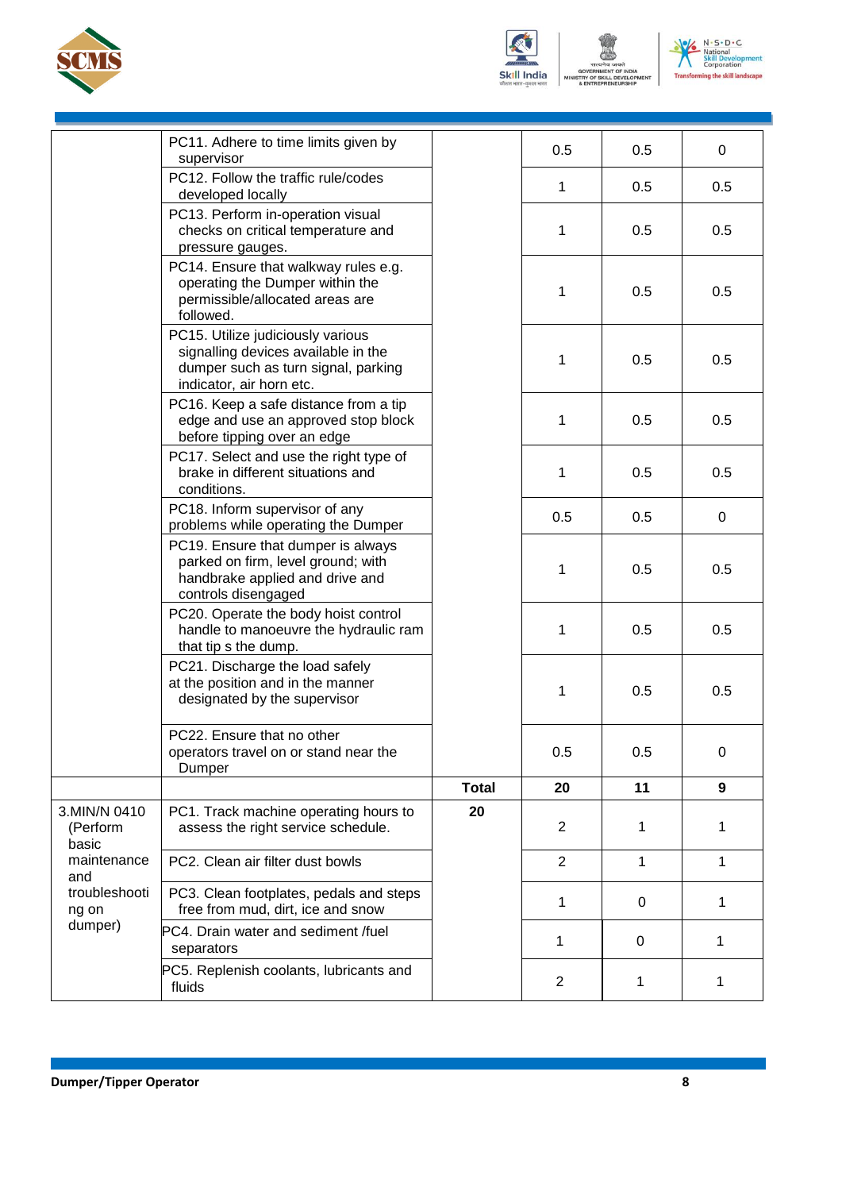| | | | | | |
|---|---|---|---|---|---|
| | PC11. Adhere to time limits given by supervisor | | 0.5 | 0.5 | 0 |
| | PC12. Follow the traffic rule/codes developed locally | | 1 | 0.5 | 0.5 |
| | PC13. Perform in-operation visual checks on critical temperature and pressure gauges. | | 1 | 0.5 | 0.5 |
| | PC14. Ensure that walkway rules e.g. operating the Dumper within the permissible/allocated areas are followed. | | 1 | 0.5 | 0.5 |
| | PC15. Utilize judiciously various signalling devices available in the dumper such as turn signal, parking indicator, air horn etc. | | 1 | 0.5 | 0.5 |
| | PC16. Keep a safe distance from a tip edge and use an approved stop block before tipping over an edge | | 1 | 0.5 | 0.5 |
| | PC17. Select and use the right type of brake in different situations and conditions. | | 1 | 0.5 | 0.5 |
| | PC18. Inform supervisor of any problems while operating the Dumper | | 0.5 | 0.5 | 0 |
| | PC19. Ensure that dumper is always parked on firm, level ground; with handbrake applied and drive and controls disengaged | | 1 | 0.5 | 0.5 |
| | PC20. Operate the body hoist control handle to manoeuvre the hydraulic ram that tip s the dump. | | 1 | 0.5 | 0.5 |
| | PC21. Discharge the load safely at the position and in the manner designated by the supervisor | | 1 | 0.5 | 0.5 |
| | PC22. Ensure that no other operators travel on or stand near the Dumper | | 0.5 | 0.5 | 0 |
| | | **Total** | **20** | **11** | **9** |
| 3.MIN/N 0410 (Perform basic maintenance and troubleshooting on dumper) | PC1. Track machine operating hours to assess the right service schedule. | **20** | 2 | 1 | 1 |
| | PC2. Clean air filter dust bowls | | 2 | 1 | 1 |
| | PC3. Clean footplates, pedals and steps free from mud, dirt, ice and snow | | 1 | 0 | 1 |
| | PC4. Drain water and sediment /fuel separators | | 1 | 0 | 1 |
| | PC5. Replenish coolants, lubricants and fluids | | 2 | 1 | 1 |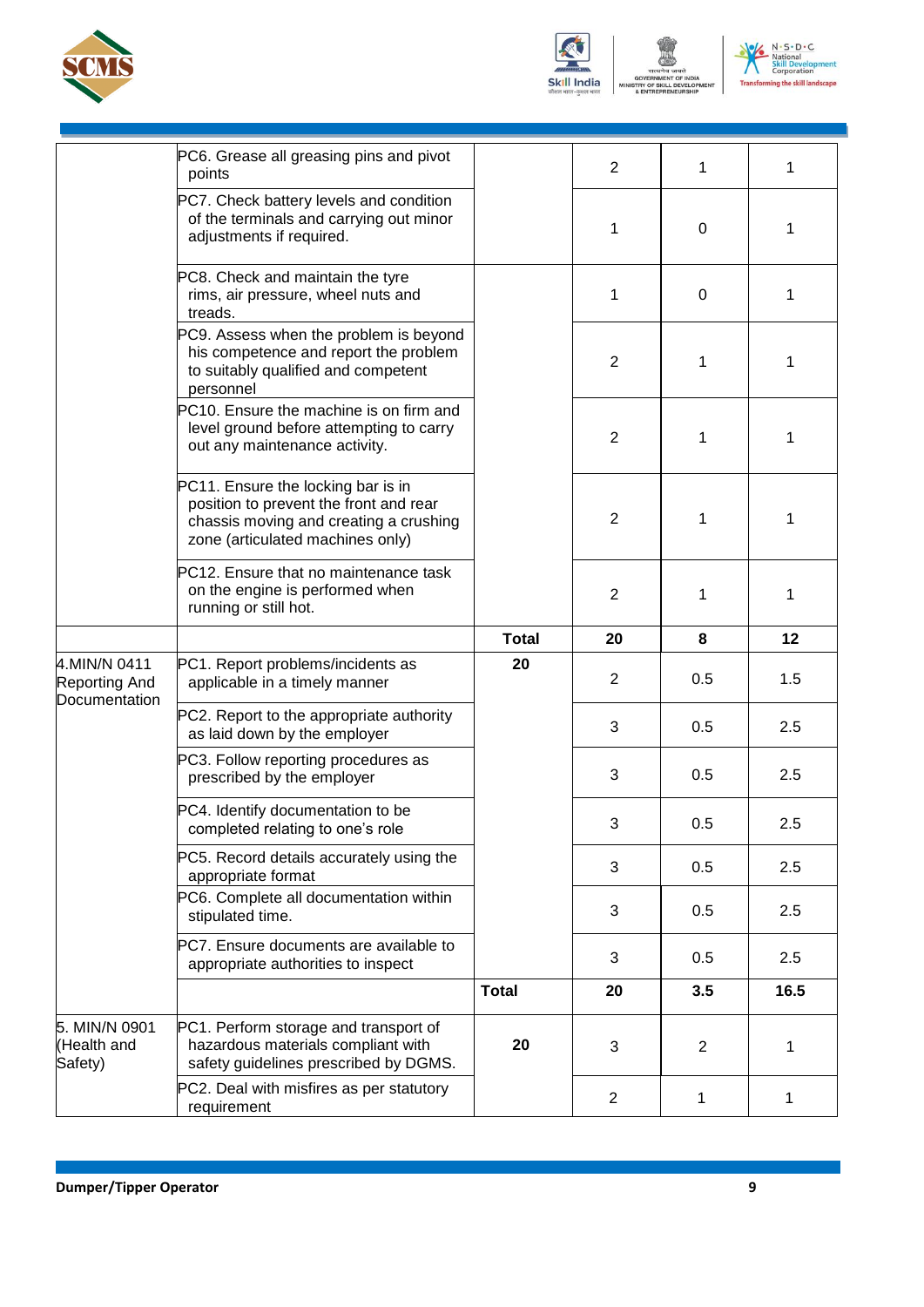| | | | | | |
|---|---|---|---|---|---|
| | PC6. Grease all greasing pins and pivot points | | 2 | 1 | 1 |
| | PC7. Check battery levels and condition of the terminals and carrying out minor adjustments if required. | | 1 | 0 | 1 |
| | PC8. Check and maintain the tyre rims, air pressure, wheel nuts and treads. | | 1 | 0 | 1 |
| | PC9. Assess when the problem is beyond his competence and report the problem to suitably qualified and competent personnel | | 2 | 1 | 1 |
| | PC10. Ensure the machine is on firm and level ground before attempting to carry out any maintenance activity. | | 2 | 1 | 1 |
| | PC11. Ensure the locking bar is in position to prevent the front and rear chassis moving and creating a crushing zone (articulated machines only) | | 2 | 1 | 1 |
| | PC12. Ensure that no maintenance task on the engine is performed when running or still hot. | | 2 | 1 | 1 |
| | | **Total** | **20** | **8** | **12** |
| 4.MIN/N 0411 Reporting And Documentation | PC1. Report problems/incidents as applicable in a timely manner | **20** | 2 | 0.5 | 1.5 |
| | PC2. Report to the appropriate authority as laid down by the employer | | 3 | 0.5 | 2.5 |
| | PC3. Follow reporting procedures as prescribed by the employer | | 3 | 0.5 | 2.5 |
| | PC4. Identify documentation to be completed relating to one's role | | 3 | 0.5 | 2.5 |
| | PC5. Record details accurately using the appropriate format | | 3 | 0.5 | 2.5 |
| | PC6. Complete all documentation within stipulated time. | | 3 | 0.5 | 2.5 |
| | PC7. Ensure documents are available to appropriate authorities to inspect | | 3 | 0.5 | 2.5 |
| | | **Total** | **20** | **3.5** | **16.5** |
| 5. MIN/N 0901 (Health and Safety) | PC1. Perform storage and transport of hazardous materials compliant with safety guidelines prescribed by DGMS. | **20** | 3 | 2 | 1 |
| | PC2. Deal with misfires as per statutory requirement | | 2 | 1 | 1 |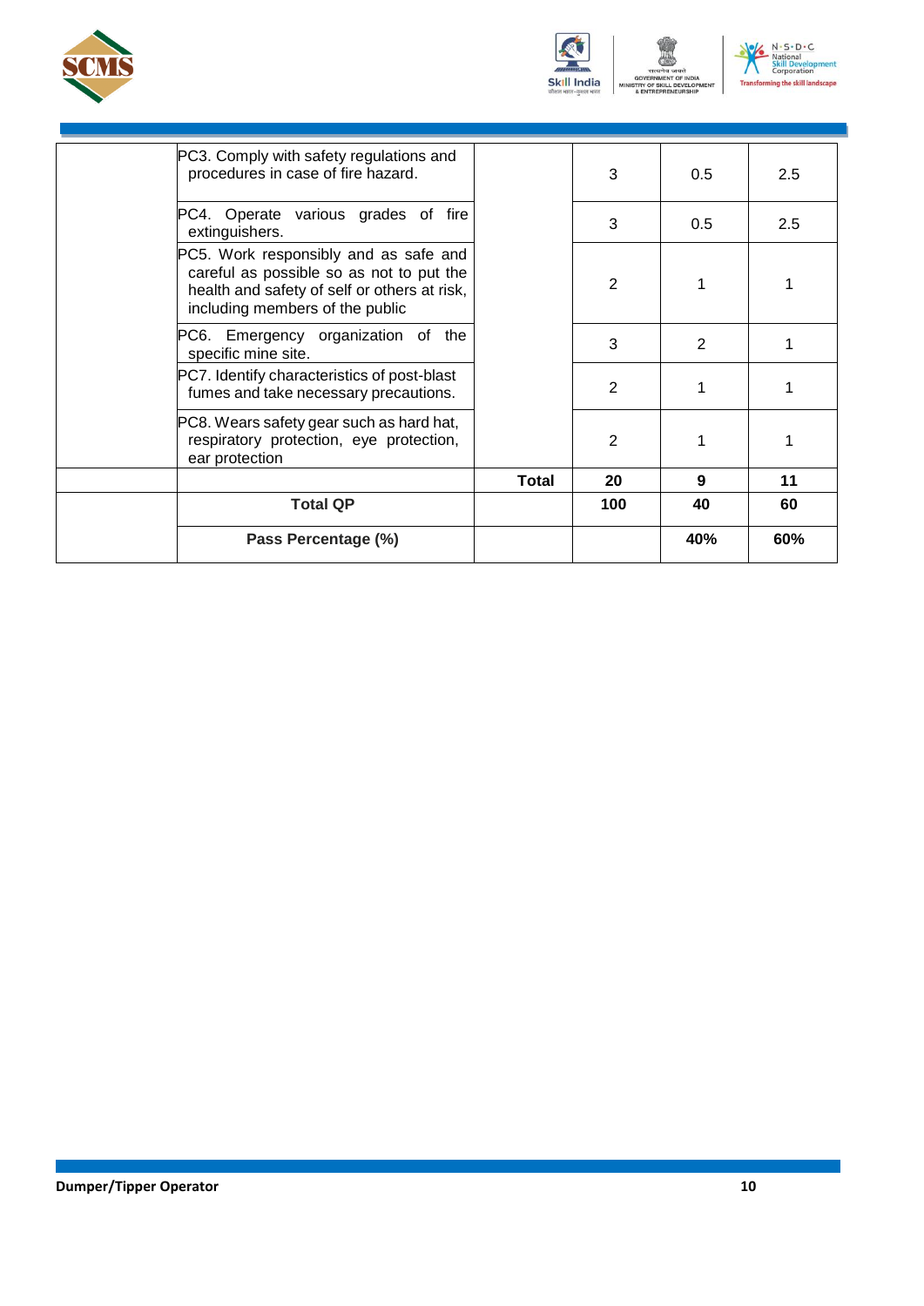| | | | | | |
|---|---|---|---|---|---|
| | PC3. Comply with safety regulations and procedures in case of fire hazard. | | 3 | 0.5 | 2.5 |
| | PC4. Operate various grades of fire extinguishers. | | 3 | 0.5 | 2.5 |
| | PC5. Work responsibly and as safe and careful as possible so as not to put the health and safety of self or others at risk, including members of the public | | 2 | 1 | 1 |
| | PC6. Emergency organization of the specific mine site. | | 3 | 2 | 1 |
| | PC7. Identify characteristics of post-blast fumes and take necessary precautions. | | 2 | 1 | 1 |
| | PC8. Wears safety gear such as hard hat, respiratory protection, eye protection, ear protection | | 2 | 1 | 1 |
| | | **Total** | **20** | **9** | **11** |
| | **Total QP** | | **100** | **40** | **60** |
| | **Pass Percentage (%)** | | | **40%** | **60%** |